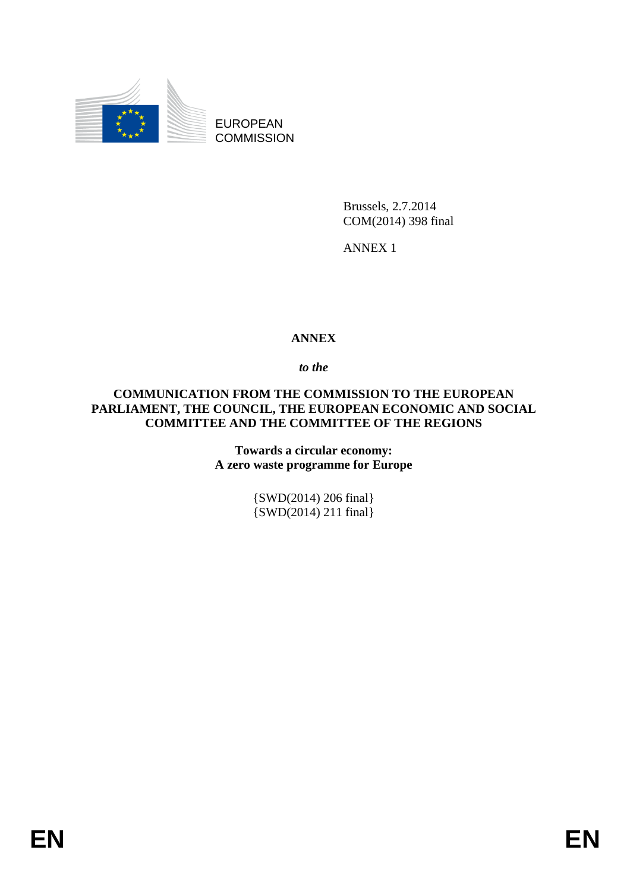EUROPEAN COMMISSION

Brussels, 2.7.2014
COM(2014) 398 final

ANNEX 1

# ANNEX

*to the*

**COMMUNICATION FROM THE COMMISSION TO THE EUROPEAN PARLIAMENT, THE COUNCIL, THE EUROPEAN ECONOMIC AND SOCIAL COMMITTEE AND THE COMMITTEE OF THE REGIONS**

**Towards a circular economy: A zero waste programme for Europe**

{SWD(2014) 206 final}
{SWD(2014) 211 final}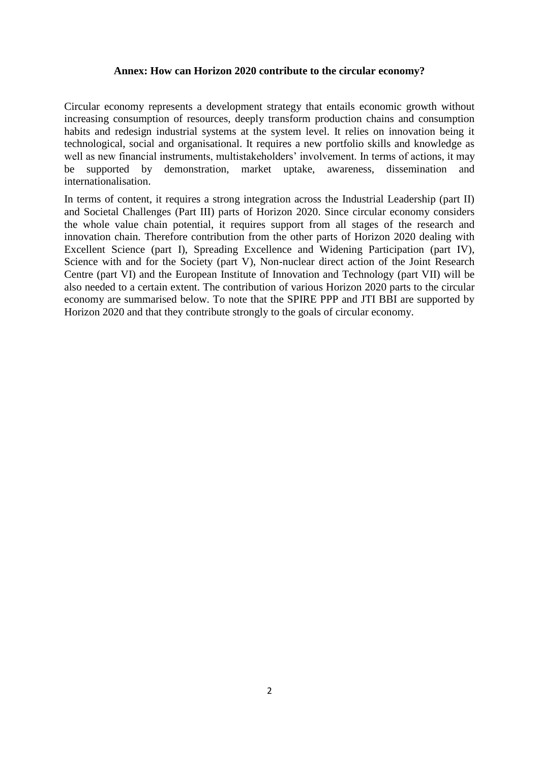**Annex: How can Horizon 2020 contribute to the circular economy?**

Circular economy represents a development strategy that entails economic growth without increasing consumption of resources, deeply transform production chains and consumption habits and redesign industrial systems at the system level. It relies on innovation being it technological, social and organisational. It requires a new portfolio skills and knowledge as well as new financial instruments, multistakeholders' involvement. In terms of actions, it may be supported by demonstration, market uptake, awareness, dissemination and internationalisation.

In terms of content, it requires a strong integration across the Industrial Leadership (part II) and Societal Challenges (Part III) parts of Horizon 2020. Since circular economy considers the whole value chain potential, it requires support from all stages of the research and innovation chain. Therefore contribution from the other parts of Horizon 2020 dealing with Excellent Science (part I), Spreading Excellence and Widening Participation (part IV), Science with and for the Society (part V), Non-nuclear direct action of the Joint Research Centre (part VI) and the European Institute of Innovation and Technology (part VII) will be also needed to a certain extent. The contribution of various Horizon 2020 parts to the circular economy are summarised below. To note that the SPIRE PPP and JTI BBI are supported by Horizon 2020 and that they contribute strongly to the goals of circular economy.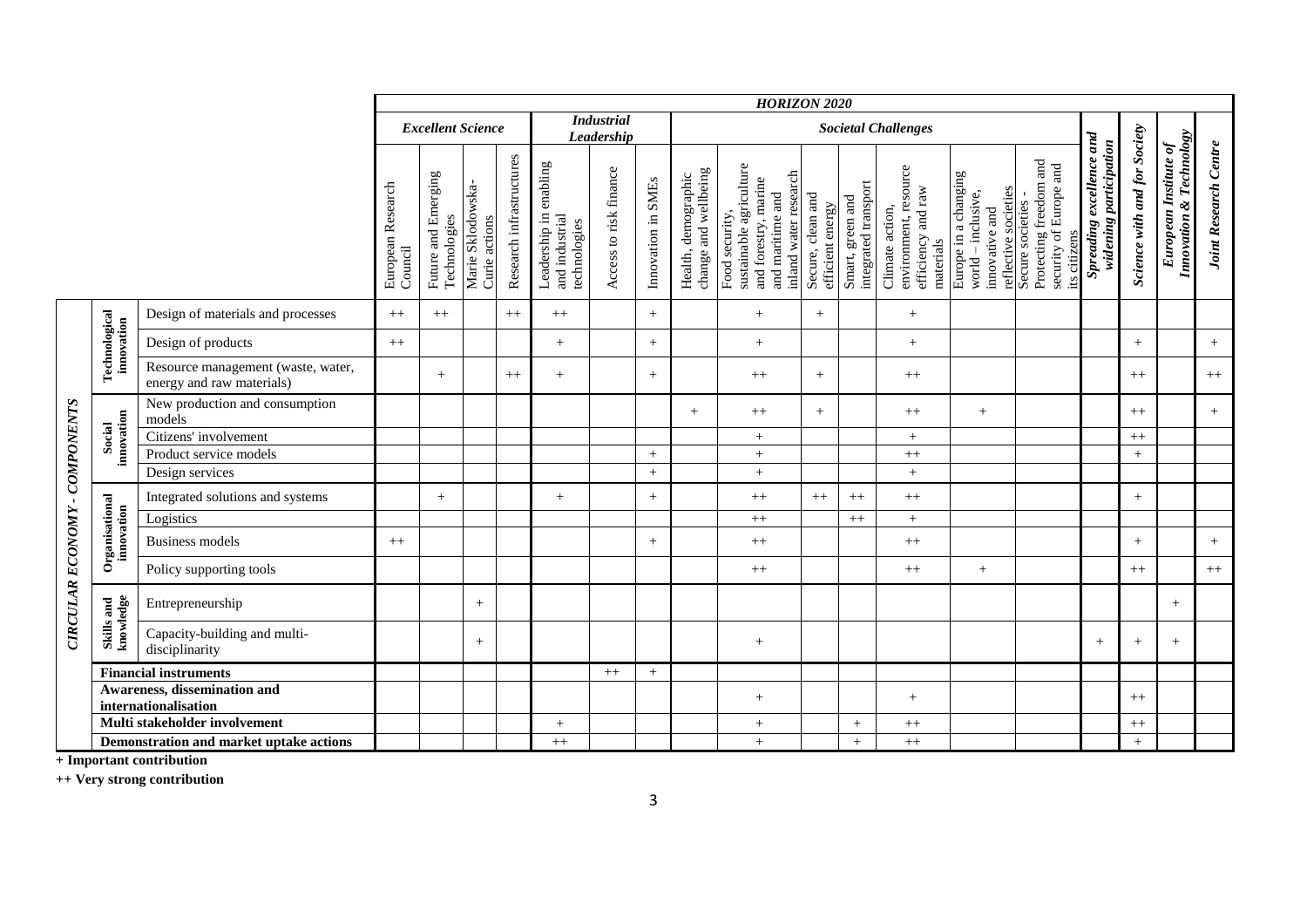| | | | *HORIZON 2020* | | | | | | | | | | | | | | | | | |
|---|---|---|---|---|---|---|---|---|---|---|---|---|---|---|---|---|---|---|---|---|
| | | | *Excellent Science* | | | | *Industrial Leadership* | | | *Societal Challenges* | | | | | | | | | | |
| | | | European Research Council | Future and Emerging Technologies | Marie Sklodowska-Curie actions | Research infrastructures | Leadership in enabling and industrial technologies | Access to risk finance | Innovation in SMEs | Health, demographic change and wellbeing | Food security, sustainable agriculture and forestry, marine and maritime and inland water research | Secure, clean and efficient energy | Smart, green and integrated transport | Climate action, environment, resource efficiency and raw materials | Europe in a changing world – inclusive, innovative and reflective societies | Secure societies - Protecting freedom and security of Europe and its citizens | ***Spreading excellence and widening participation*** | ***Science with and for Society*** | ***European Institute of Innovation & Technology*** | ***Joint Research Centre*** |
| ***CIRCULAR ECONOMY - COMPONENTS*** | **Technological innovation** | Design of materials and processes | ++ | ++ | | ++ | ++ | | + | | + | + | | + | | | | | | |
| | | Design of products | ++ | | | | + | | + | | + | | | + | | | | + | | + |
| | | Resource management (waste, water, energy and raw materials) | | + | | ++ | + | | + | | ++ | + | | ++ | | | | ++ | | ++ |
| | **Social innovation** | New production and consumption models | | | | | | | | + | ++ | + | | ++ | + | | | ++ | | + |
| | | Citizens' involvement | | | | | | | | | + | | | + | | | | ++ | | |
| | | Product service models | | | | | | | + | | + | | | ++ | | | | + | | |
| | | Design services | | | | | | | + | | + | | | + | | | | | | |
| | **Organisational innovation** | Integrated solutions and systems | | + | | | + | | + | | ++ | ++ | ++ | ++ | | | | + | | |
| | | Logistics | | | | | | | | | ++ | | ++ | + | | | | | | |
| | | Business models | ++ | | | | | | + | | ++ | | | ++ | | | | + | | + |
| | | Policy supporting tools | | | | | | | | | ++ | | | ++ | + | | | ++ | | ++ |
| | **Skills and knowledge** | Entrepreneurship | | | + | | | | | | | | | | | | | | + | |
| | | Capacity-building and multi-disciplinarity | | | + | | | | | | + | | | | | | + | + | + | |
| | **Financial instruments** | | | | | | | ++ | + | | | | | | | | | | | |
| | **Awareness, dissemination and internationalisation** | | | | | | | | | | + | | | + | | | | ++ | | |
| | **Multi stakeholder involvement** | | | | | | + | | | | + | | + | ++ | | | | ++ | | |
| | **Demonstration and market uptake actions** | | | | | | ++ | | | | + | | + | ++ | | | | + | | |

**+ Important contribution**

**++ Very strong contribution**